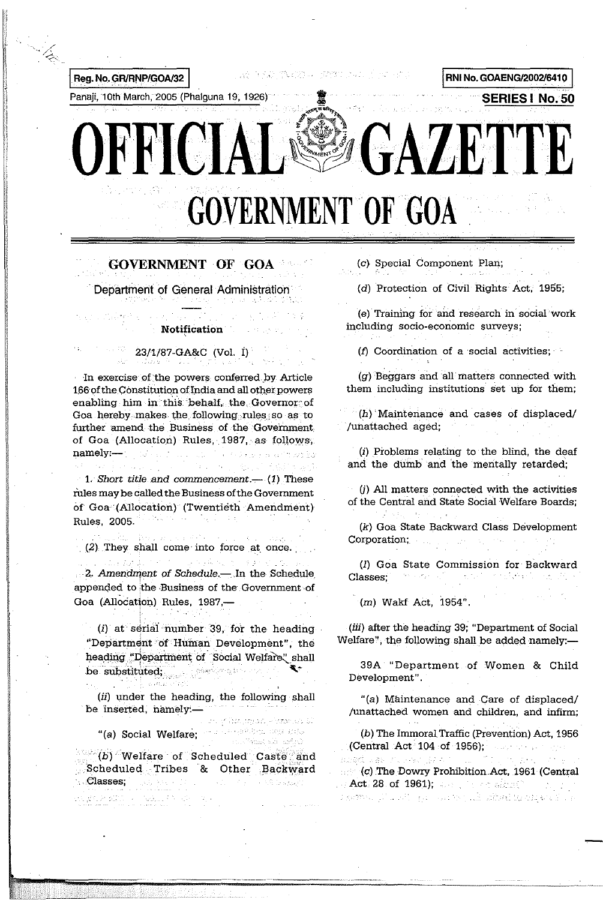Reg. No. GR/RNP/GOA/32

RNI No. GOAENG/2002/6410

Panaji, 10th March, 2005 (Phalguna 19, 1926)

SERIES I No. 50

# OFFICIAL GAZETTE

# GOVERNMENT OF GOA

## GOVERNMENT OF GOA

### Department of General Administration

**Notification**

23/1/87-GA&C (Vol. I)

In exercise of the powers conferred by Article 166 of the Constitution of India and all other powers enabling him in this behalf, the Governor of Goa hereby makes the following rules so as to further amend the Business of the Government of Goa (Allocation) Rules, 1987, as follows, namely:—

1. *Short title and commencement.*— (1) These rules may be called the Business of the Government of Goa (Allocation) (Twentieth Amendment) Rules, 2005.

(2) They shall come into force at once.

2. *Amendment of Schedule.*— In the Schedule appended to the Business of the Government of Goa (Allocation) Rules, 1987,—

(*i*) at serial number 39, for the heading "Department of Human Development", the heading "Department of Social Welfare" shall be substituted;

(*ii*) under the heading, the following shall be inserted, namely:—

"(*a*) Social Welfare;

(*b*) Welfare of Scheduled Caste and Scheduled Tribes & Other Backward Classes;

(*c*) Special Component Plan;

(*d*) Protection of Civil Rights Act, 1955;

(*e*) Training for and research in social work including socio-economic surveys;

(*f*) Coordination of a social activities;

(*g*) Beggars and all matters connected with them including institutions set up for them;

(*h*) Maintenance and cases of displaced/ /unattached aged;

(*i*) Problems relating to the blind, the deaf and the dumb and the mentally retarded;

(*j*) All matters connected with the activities of the Central and State Social Welfare Boards;

(*k*) Goa State Backward Class Development Corporation;

(*l*) Goa State Commission for Backward Classes;

(*m*) Wakf Act, 1954".

(*iii*) after the heading 39; "Department of Social Welfare", the following shall be added namely:—

39A "Department of Women & Child Development".

"(*a*) Maintenance and Care of displaced/ /unattached women and children, and infirm;

(*b*) The Immoral Traffic (Prevention) Act, 1956 (Central Act 104 of 1956);

(*c*) The Dowry Prohibition Act, 1961 (Central Act 28 of 1961);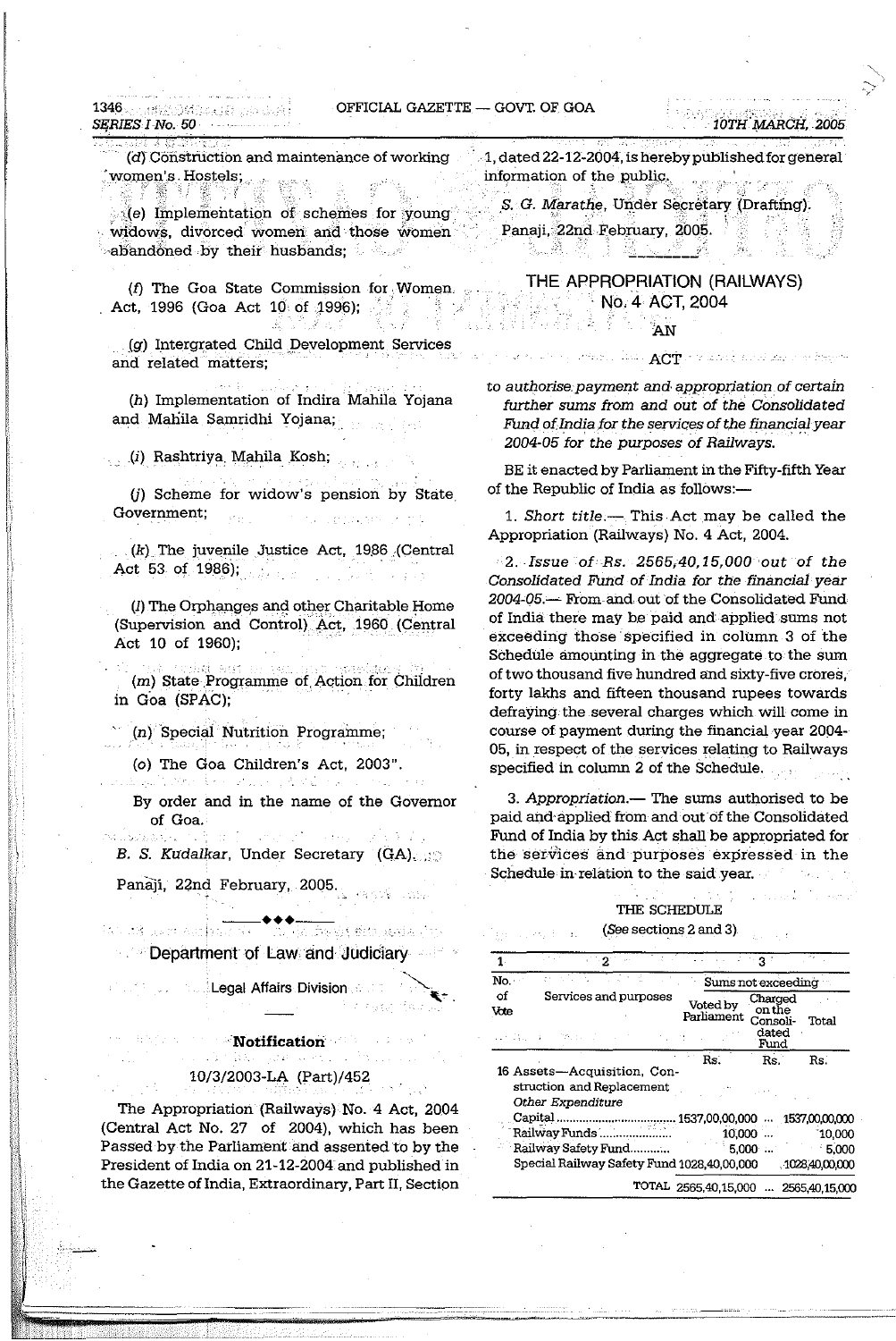(d) Construction and maintenance of working women's Hostels;

(e) Implementation of schemes for young widows, divorced women and those women abandoned by their husbands;

(f) The Goa State Commission for Women Act, 1996 (Goa Act 10 of 1996);

(g) Intergrated Child Development Services and related matters;

(h) Implementation of Indira Mahila Yojana and Mahila Samridhi Yojana;

(i) Rashtriya Mahila Kosh;

(j) Scheme for widow's pension by State Government;

(k) The juvenile Justice Act, 1986 (Central Act 53 of 1986);

(l) The Orphanges and other Charitable Home (Supervision and Control) Act, 1960 (Central Act 10 of 1960);

(m) State Programme of Action for Children in Goa (SPAC);

(n) Special Nutrition Programme;

(o) The Goa Children's Act, 2003".

By order and in the name of the Governor of Goa.

*B. S. Kudalkar*, Under Secretary (GA).

Panaji, 22nd February, 2005.

---

## Department of Law and Judiciary

### Legal Affairs Division

---

**Notification**

10/3/2003-LA (Part)/452

The Appropriation (Railways) No. 4 Act, 2004 (Central Act No. 27 of 2004), which has been Passed by the Parliament and assented to by the President of India on 21-12-2004 and published in the Gazette of India, Extraordinary, Part II, Section 1, dated 22-12-2004, is hereby published for general information of the public.

*S. G. Marathe*, Under Secretary (Drafting).

Panaji, 22nd February, 2005.

---

## THE APPROPRIATION (RAILWAYS) No. 4 ACT, 2004

AN

ACT

*to authorise payment and appropriation of certain further sums from and out of the Consolidated Fund of India for the services of the financial year 2004-05 for the purposes of Railways.*

BE it enacted by Parliament in the Fifty-fifth Year of the Republic of India as follows:—

1. *Short title.*— This Act may be called the Appropriation (Railways) No. 4 Act, 2004.

2. *Issue of Rs. 2565,40,15,000 out of the Consolidated Fund of India for the financial year 2004-05.*— From and out of the Consolidated Fund of India there may be paid and applied sums not exceeding those specified in column 3 of the Schedule amounting in the aggregate to the sum of two thousand five hundred and sixty-five crores, forty lakhs and fifteen thousand rupees towards defraying the several charges which will come in course of payment during the financial year 2004-05, in respect of the services relating to Railways specified in column 2 of the Schedule.

3. *Appropriation.*— The sums authorised to be paid and applied from and out of the Consolidated Fund of India by this Act shall be appropriated for the services and purposes expressed in the Schedule in relation to the said year.

THE SCHEDULE

(*See* sections 2 and 3)

| 1 | 2 | 3 | | |
|---|---|---|---|---|
| No. of Vote | Services and purposes | Sums not exceeding | | |
| | | Voted by Parliament | Charged on the Consolidated Fund | Total |
| | | Rs. | Rs. | Rs. |
| 16 | Assets—Acquisition, Construction and Replacement | | | |
| | *Other Expenditure* | | | |
| | Capital | 1537,00,00,000 | ... | 1537,00,00,000 |
| | Railway Funds | 10,000 | ... | 10,000 |
| | Railway Safety Fund | 5,000 | ... | 5,000 |
| | Special Railway Safety Fund | 1028,40,00,000 | | 1028,40,00,000 |
| | TOTAL | 2565,40,15,000 | ... | 2565,40,15,000 |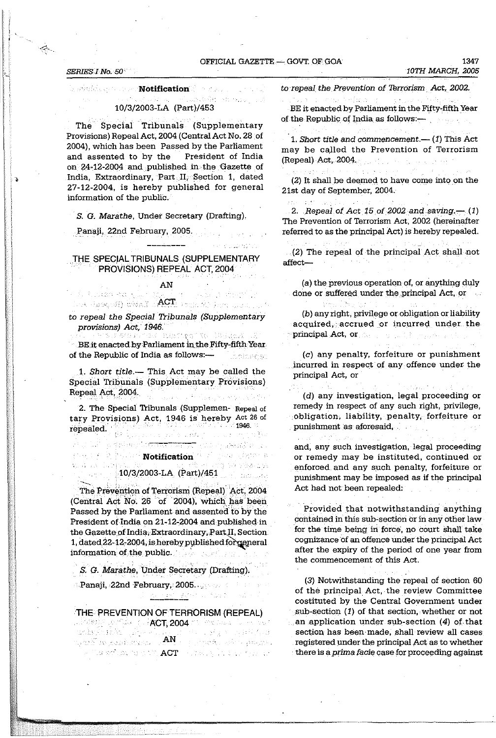### Notification

10/3/2003-LA (Part)/453

The Special Tribunals (Supplementary Provisions) Repeal Act, 2004 (Central Act No. 28 of 2004), which has been Passed by the Parliament and assented to by the President of India on 24-12-2004 and published in the Gazette of India, Extraordinary, Part II, Section 1, dated 27-12-2004, is hereby published for general information of the public.

*S. G. Marathe*, Under Secretary (Drafting).

Panaji, 22nd February, 2005.

---

## THE SPECIAL TRIBUNALS (SUPPLEMENTARY PROVISIONS) REPEAL ACT, 2004

AN

ACT

*to repeal the Special Tribunals (Supplementary provisions) Act, 1946.*

BE it enacted by Parliament in the Fifty-fifth Year of the Republic of India as follows:—

1. *Short title.*— This Act may be called the Special Tribunals (Supplementary Provisions) Repeal Act, 2004.

2. The Special Tribunals (Supplementary Provisions) Act, 1946 is hereby repealed. Repeal of Act 26 of 1946.

---

### Notification

10/3/2003-LA (Part)/451

The Prevention of Terrorism (Repeal) Act, 2004 (Central Act No. 26 of 2004), which has been Passed by the Parliament and assented to by the President of India on 21-12-2004 and published in the Gazette of India, Extraordinary, Part II, Section 1, dated 22-12-2004, is hereby published for general information of the public.

*S. G. Marathe*, Under Secretary (Drafting).

Panaji, 22nd February, 2005.

---

## THE PREVENTION OF TERRORISM (REPEAL) ACT, 2004

AN

ACT

*to repeal the Prevention of Terrorism Act, 2002.*

BE it enacted by Parliament in the Fifty-fifth Year of the Republic of India as follows:—

1. *Short title and commencement.*— (*1*) This Act may be called the Prevention of Terrorism (Repeal) Act, 2004.

(*2*) It shall be deemed to have come into on the 21st day of September, 2004.

2. *Repeal of Act 15 of 2002 and saving.*— (*1*) The Prevention of Terrorism Act, 2002 (hereinafter referred to as the principal Act) is hereby repealed.

(*2*) The repeal of the principal Act shall not affect—

(*a*) the previous operation of, or anything duly done or suffered under the principal Act, or

(*b*) any right, privilege or obligation or liability acquired, accrued or incurred under the principal Act, or

(*c*) any penalty, forfeiture or punishment incurred in respect of any offence under the principal Act, or

(*d*) any investigation, legal proceeding or remedy in respect of any such right, privilege, obligation, liability, penalty, forfeiture or punishment as aforesaid,

and, any such investigation, legal proceeding or remedy may be instituted, continued or enforced and any such penalty, forfeiture or punishment may be imposed as if the principal Act had not been repealed:

Provided that notwithstanding anything contained in this sub-section or in any other law for the time being in force, no court shall take cognizance of an offence under the principal Act after the expiry of the period of one year from the commencement of this Act.

(*3*) Notwithstanding the repeal of section 60 of the principal Act, the review Committee costituted by the Central Government under sub-section (*1*) of that section, whether or not an application under sub-section (*4*) of that section has been made, shall review all cases registered under the principal Act as to whether there is a *prima facie* case for proceeding against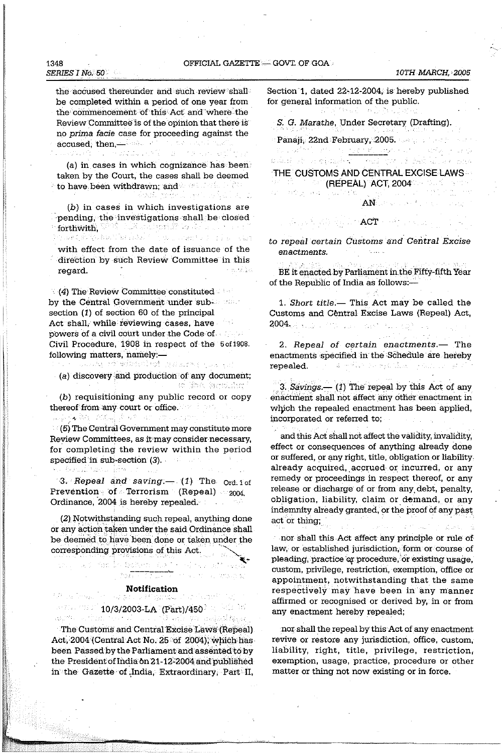the accused thereunder and such review shall be completed within a period of one year from the commencement of this Act and where the Review Committee is of the opinion that there is no *prima facie* case for proceeding against the accused, then,—

(*a*) in cases in which cognizance has been taken by the Court, the cases shall be deemed to have been withdrawn; and

(*b*) in cases in which investigations are pending, the investigations shall be closed forthwith,

with effect from the date of issuance of the direction by such Review Committee in this regard.

(*4*) The Review Committee constituted by the Central Government under sub-section (*1*) of section 60 of the principal Act shall, while reviewing cases, have powers of a civil court under the Code of Civil Procedure, 1908 in respect of the following matters, namely:— 5 of 1908.

(*a*) discovery and production of any document;

(*b*) requisitioning any public record or copy thereof from any court or office.

(*5*) The Central Government may constitute more Review Committees, as it may consider necessary, for completing the review within the period specified in sub-section (*3*).

3. *Repeal and saving.*— (*1*) The Prevention of Terrorism (Repeal) Ordinance, 2004 is hereby repealed. Ord. 1 of 2004.

(*2*) Notwithstanding such repeal, anything done or any action taken under the said Ordinance shall be deemed to have been done or taken under the corresponding provisions of this Act.

---

### Notification

10/3/2003-LA (Part)/450

The Customs and Central Excise Laws (Repeal) Act, 2004 (Central Act No. 25 of 2004), which has been Passed by the Parliament and assented to by the President of India on 21-12-2004 and published in the Gazette of India, Extraordinary, Part II, Section 1, dated 22-12-2004, is hereby published for general information of the public.

*S. G. Marathe*, Under Secretary (Drafting).

Panaji, 22nd February, 2005.

---

## THE CUSTOMS AND CENTRAL EXCISE LAWS (REPEAL) ACT, 2004

AN

ACT

*to repeal certain Customs and Central Excise enactments.*

BE it enacted by Parliament in the Fifty-fifth Year of the Republic of India as follows:—

1. *Short title.*— This Act may be called the Customs and Central Excise Laws (Repeal) Act, 2004.

2. *Repeal of certain enactments.*— The enactments specified in the Schedule are hereby repealed.

3. *Savings.*— (*1*) The repeal by this Act of any enactment shall not affect any other enactment in which the repealed enactment has been applied, incorporated or referred to;

and this Act shall not affect the validity, invalidity, effect or consequences of anything already done or suffered, or any right, title, obligation or liability already acquired, accrued or incurred, or any remedy or proceedings in respect thereof, or any release or discharge of or from any debt, penalty, obligation, liability, claim or demand, or any indemnity already granted, or the proof of any past act or thing;

nor shall this Act affect any principle or rule of law, or established jurisdiction, form or course of pleading, practice or procedure, or existing usage, custom, privilege, restriction, exemption, office or appointment, notwithstanding that the same respectively may have been in any manner affirmed or recognised or derived by, in or from any enactment hereby repealed;

nor shall the repeal by this Act of any enactment revive or restore any jurisdiction, office, custom, liability, right, title, privilege, restriction, exemption, usage, practice, procedure or other matter or thing not now existing or in force.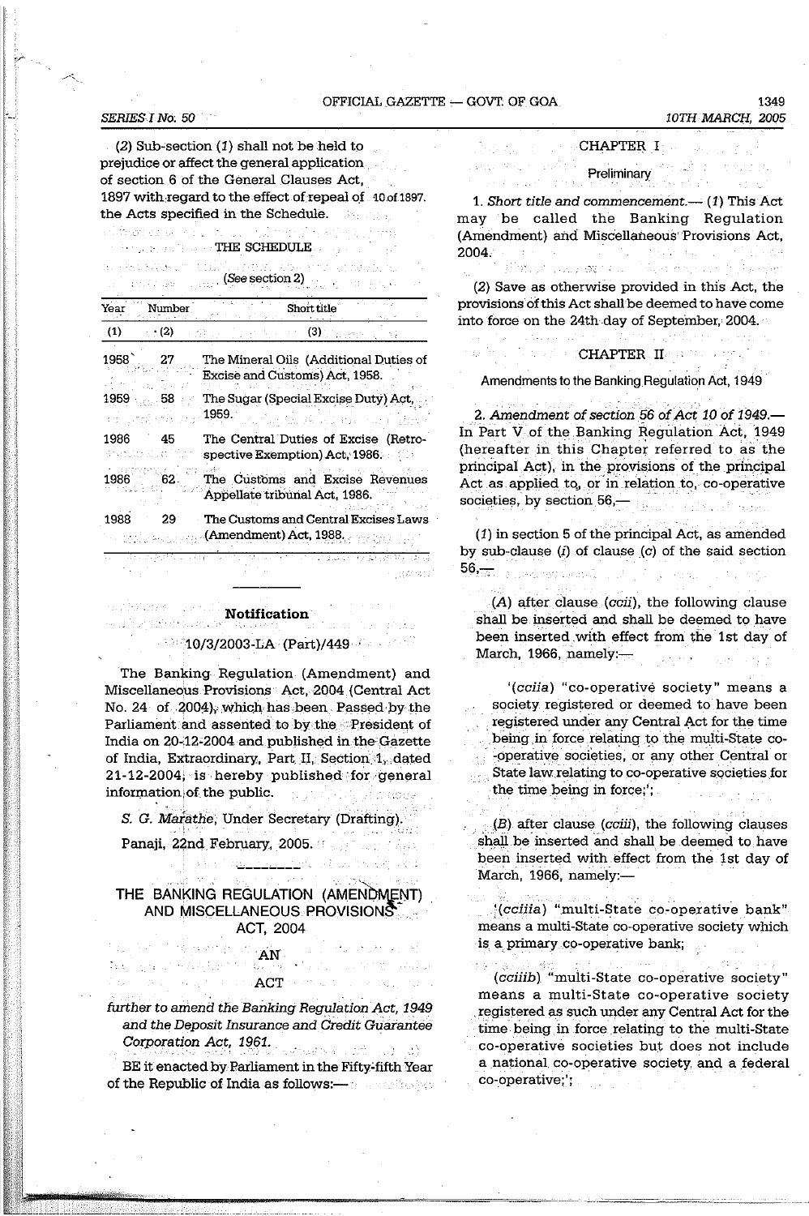(2) Sub-section (1) shall not be held to prejudice or affect the general application of section 6 of the General Clauses Act, 1897 with regard to the effect of repeal of the Acts specified in the Schedule. 10 of 1897.

THE SCHEDULE

(*See* section 2)

| Year | Number | Short title |
|---|---|---|
| (1) | (2) | (3) |
| 1958 | 27 | The Mineral Oils (Additional Duties of Excise and Customs) Act, 1958. |
| 1959 | 58 | The Sugar (Special Excise Duty) Act, 1959. |
| 1986 | 45 | The Central Duties of Excise (Retrospective Exemption) Act, 1986. |
| 1986 | 62 | The Customs and Excise Revenues Appellate tribunal Act, 1986. |
| 1988 | 29 | The Customs and Central Excises Laws (Amendment) Act, 1988. |

---

**Notification**

10/3/2003-LA (Part)/449

The Banking Regulation (Amendment) and Miscellaneous Provisions Act, 2004 (Central Act No. 24 of 2004), which has been Passed by the Parliament and assented to by the President of India on 20-12-2004 and published in the Gazette of India, Extraordinary, Part II, Section 1, dated 21-12-2004, is hereby published for general information of the public.

*S. G. Marathe*, Under Secretary (Drafting).

Panaji, 22nd February, 2005.

---

## THE BANKING REGULATION (AMENDMENT) AND MISCELLANEOUS PROVISIONS ACT, 2004

AN

ACT

*further to amend the Banking Regulation Act, 1949 and the Deposit Insurance and Credit Guarantee Corporation Act, 1961.*

BE it enacted by Parliament in the Fifty-fifth Year of the Republic of India as follows:—

### CHAPTER I

#### Preliminary

1. *Short title and commencement.*— (1) This Act may be called the Banking Regulation (Amendment) and Miscellaneous Provisions Act, 2004.

(2) Save as otherwise provided in this Act, the provisions of this Act shall be deemed to have come into force on the 24th day of September, 2004.

### CHAPTER II

#### Amendments to the Banking Regulation Act, 1949

2. *Amendment of section 56 of Act 10 of 1949.*— In Part V of the Banking Regulation Act, 1949 (hereafter in this Chapter referred to as the principal Act), in the provisions of the principal Act as applied to, or in relation to, co-operative societies, by section 56,—

(1) in section 5 of the principal Act, as amended by sub-clause (*i*) of clause (*c*) of the said section 56,—

(*A*) after clause (*ccii*), the following clause shall be inserted and shall be deemed to have been inserted with effect from the 1st day of March, 1966, namely:—

'(*cciia*) "co-operative society" means a society registered or deemed to have been registered under any Central Act for the time being in force relating to the multi-State co-operative societies, or any other Central or State law relating to co-operative societies for the time being in force;';

(*B*) after clause (*cciii*), the following clauses shall be inserted and shall be deemed to have been inserted with effect from the 1st day of March, 1966, namely:—

'(*cciiia*) "multi-State co-operative bank" means a multi-State co-operative society which is a primary co-operative bank;

(*cciiib*) "multi-State co-operative society" means a multi-State co-operative society registered as such under any Central Act for the time being in force relating to the multi-State co-operative societies but does not include a national co-operative society and a federal co-operative;';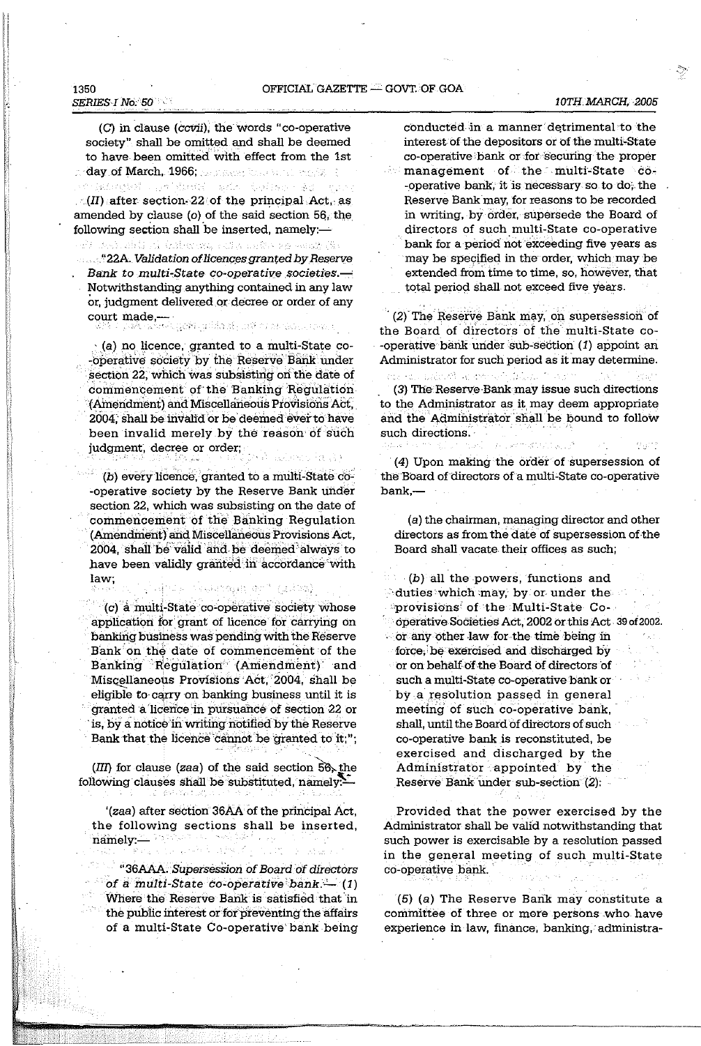(C) in clause (*ccvii*), the words "co-operative society" shall be omitted and shall be deemed to have been omitted with effect from the 1st day of March, 1966;

(*II*) after section 22 of the principal Act, as amended by clause (*o*) of the said section 56, the following section shall be inserted, namely:—

"22A. *Validation of licences granted by Reserve Bank to multi-State co-operative societies*.— Notwithstanding anything contained in any law or, judgment delivered or decree or order of any court made,—

(*a*) no licence, granted to a multi-State co-operative society by the Reserve Bank under section 22, which was subsisting on the date of commencement of the Banking Regulation (Amendment) and Miscellaneous Provisions Act, 2004, shall be invalid or be deemed ever to have been invalid merely by the reason of such judgment, decree or order;

(*b*) every licence, granted to a multi-State co-operative society by the Reserve Bank under section 22, which was subsisting on the date of commencement of the Banking Regulation (Amendment) and Miscellaneous Provisions Act, 2004, shall be valid and be deemed always to have been validly granted in accordance with law;

(*c*) a multi-State co-operative society whose application for grant of licence for carrying on banking business was pending with the Reserve Bank on the date of commencement of the Banking Regulation (Amendment) and Miscellaneous Provisions Act, 2004, shall be eligible to carry on banking business until it is granted a licence in pursuance of section 22 or is, by a notice in writing notified by the Reserve Bank that the licence cannot be granted to it;";

(*III*) for clause (*zaa*) of the said section 56, the following clauses shall be substituted, namely:—

'(*zaa*) after section 36AA of the principal Act, the following sections shall be inserted, namely:—

"36AAA. *Supersession of Board of directors of a multi-State co-operative bank*.— (1) Where the Reserve Bank is satisfied that in the public interest or for preventing the affairs of a multi-State Co-operative bank being conducted in a manner detrimental to the interest of the depositors or of the multi-State co-operative bank or for securing the proper management of the multi-State co-operative bank, it is necessary so to do, the Reserve Bank may, for reasons to be recorded in writing, by order, supersede the Board of directors of such multi-State co-operative bank for a period not exceeding five years as may be specified in the order, which may be extended from time to time, so, however, that total period shall not exceed five years.

(2) The Reserve Bank may, on supersession of the Board of directors of the multi-State co-operative bank under sub-section (*1*) appoint an Administrator for such period as it may determine.

(3) The Reserve Bank may issue such directions to the Administrator as it may deem appropriate and the Administrator shall be bound to follow such directions.

(4) Upon making the order of supersession of the Board of directors of a multi-State co-operative bank,—

(*a*) the chairman, managing director and other directors as from the date of supersession of the Board shall vacate their offices as such;

(*b*) all the powers, functions and duties which may, by or under the provisions of the Multi-State Co-operative Societies Act, 2002 or this Act or any other law for the time being in force, be exercised and discharged by or on behalf of the Board of directors of such a multi-State co-operative bank or by a resolution passed in general meeting of such co-operative bank, shall, until the Board of directors of such co-operative bank is reconstituted, be exercised and discharged by the Administrator appointed by the Reserve Bank under sub-section (*2*): 39 of 2002.

Provided that the power exercised by the Administrator shall be valid notwithstanding that such power is exercisable by a resolution passed in the general meeting of such multi-State co-operative bank.

(5) (*a*) The Reserve Bank may constitute a committee of three or more persons who have experience in law, finance, banking, administra-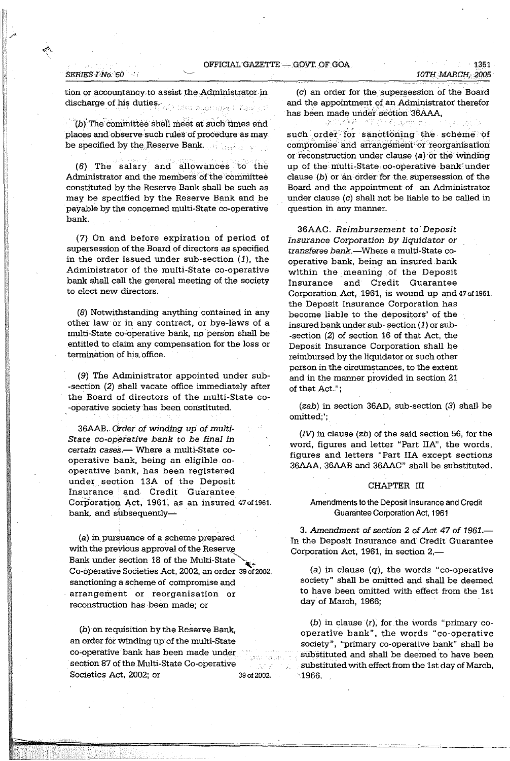tion or accountancy to assist the Administrator in discharge of his duties.

(b) The committee shall meet at such times and places and observe such rules of procedure as may be specified by the Reserve Bank.

(6) The salary and allowances to the Administrator and the members of the committee constituted by the Reserve Bank shall be such as may be specified by the Reserve Bank and be payable by the concerned multi-State co-operative bank.

(7) On and before expiration of period of supersession of the Board of directors as specified in the order issued under sub-section (1), the Administrator of the multi-State co-operative bank shall call the general meeting of the society to elect new directors.

(8) Notwithstanding anything contained in any other law or in any contract, or bye-laws of a multi-State co-operative bank, no person shall be entitled to claim any compensation for the loss or termination of his office.

(9) The Administrator appointed under sub-section (2) shall vacate office immediately after the Board of directors of the multi-State co-operative society has been constituted.

36AAB. *Order of winding up of multi-State co-operative bank to be final in certain cases.*— Where a multi-State co-operative bank, being an eligible co-operative bank, has been registered under section 13A of the Deposit Insurance and Credit Guarantee Corporation Act, 1961, as an insured bank, and subsequently— 47 of 1961.

(a) in pursuance of a scheme prepared with the previous approval of the Reserve Bank under section 18 of the Multi-State Co-operative Societies Act, 2002, an order sanctioning a scheme of compromise and arrangement or reorganisation or reconstruction has been made; or 39 of 2002.

(b) on requisition by the Reserve Bank, an order for winding up of the multi-State co-operative bank has been made under section 87 of the Multi-State Co-operative Societies Act, 2002; or 39 of 2002.

(c) an order for the supersession of the Board and the appointment of an Administrator therefor has been made under section 36AAA,

such order for sanctioning the scheme of compromise and arrangement or reorganisation or reconstruction under clause (a) or the winding up of the multi-State co-operative bank under clause (b) or an order for the supersession of the Board and the appointment of an Administrator under clause (c) shall not be liable to be called in question in any manner.

36AAC. *Reimbursement to Deposit Insurance Corporation by liquidator or transferee bank.*—Where a multi-State co-operative bank, being an insured bank within the meaning of the Deposit Insurance and Credit Guarantee Corporation Act, 1961, is wound up and the Deposit Insurance Corporation has become liable to the depositors' of the insured bank under sub-section (1) or sub-section (2) of section 16 of that Act, the Deposit Insurance Corporation shall be reimbursed by the liquidator or such other person in the circumstances, to the extent and in the manner provided in section 21 of that Act."; 47 of 1961.

(zab) in section 36AD, sub-section (3) shall be omitted;';

(IV) in clause (zb) of the said section 56, for the word, figures and letter "Part IIA", the words, figures and letters "Part IIA except sections 36AAA, 36AAB and 36AAC" shall be substituted.

## CHAPTER III

### Amendments to the Deposit Insurance and Credit Guarantee Corporation Act, 1961

3. *Amendment of section 2 of Act 47 of 1961.*— In the Deposit Insurance and Credit Guarantee Corporation Act, 1961, in section 2,—

(a) in clause (q), the words "co-operative society" shall be omitted and shall be deemed to have been omitted with effect from the 1st day of March, 1966;

(b) in clause (r), for the words "primary co-operative bank", the words "co-operative society", "primary co-operative bank" shall be substituted and shall be deemed to have been substituted with effect from the 1st day of March, 1966.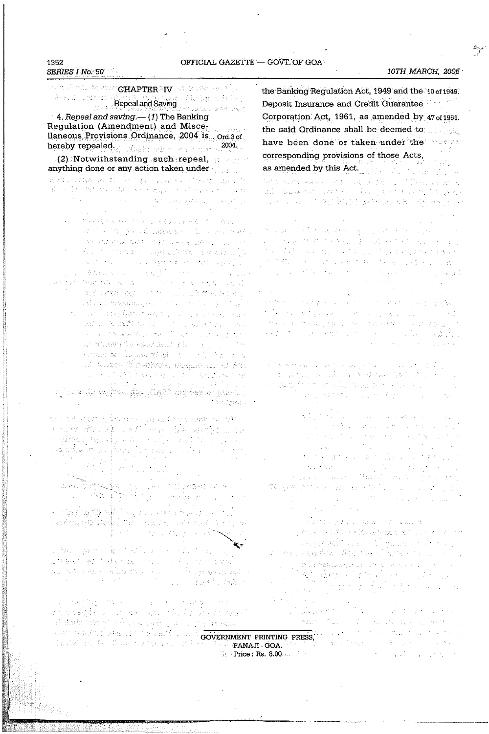## CHAPTER IV

### Repeal and Saving

4. *Repeal and saving*.— (*1*) The Banking Regulation (Amendment) and Miscellaneous Provisions Ordinance, 2004 is hereby repealed. Ord.3 of 2004.

(*2*) Notwithstanding such repeal, anything done or any action taken under the Banking Regulation Act, 1949 and the Deposit Insurance and Credit Guarantee Corporation Act, 1961, as amended by the said Ordinance shall be deemed to have been done or taken under the corresponding provisions of those Acts, as amended by this Act. 10 of 1949. 47 of 1961.

GOVERNMENT PRINTING PRESS,
PANAJI - GOA.
Price : Rs. 8.00